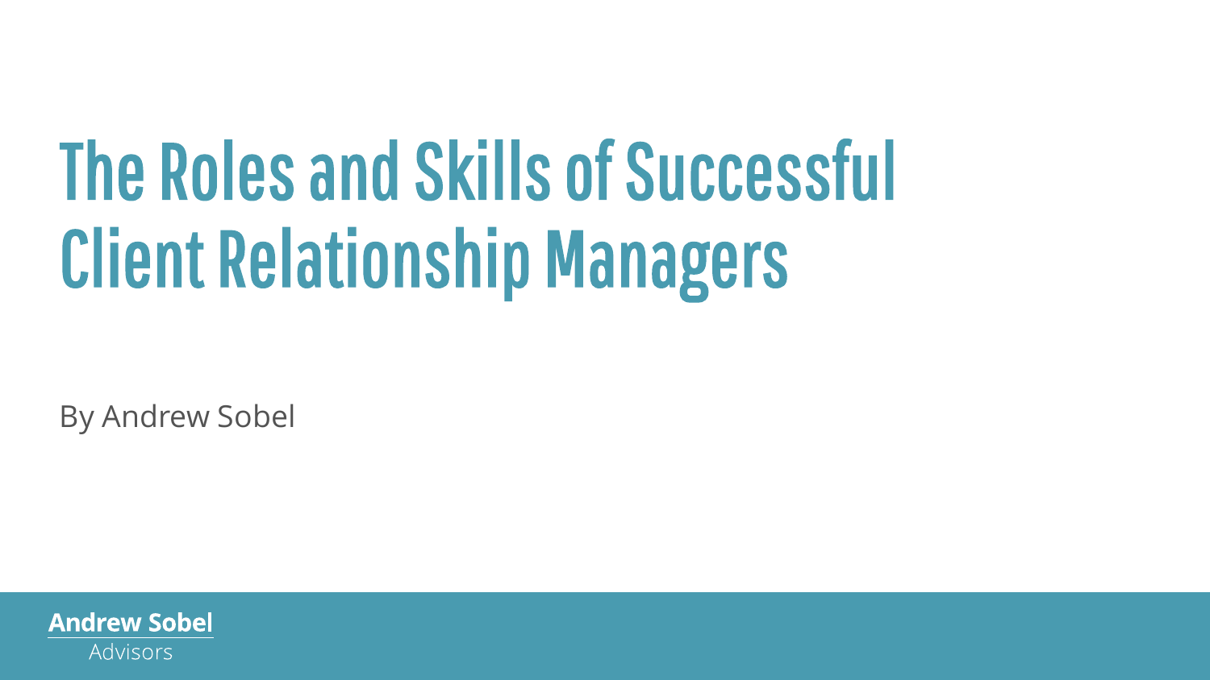# The Roles and Skills of Successful Client Relationship Managers

By Andrew Sobel

**Andrew Sobel**
Advisors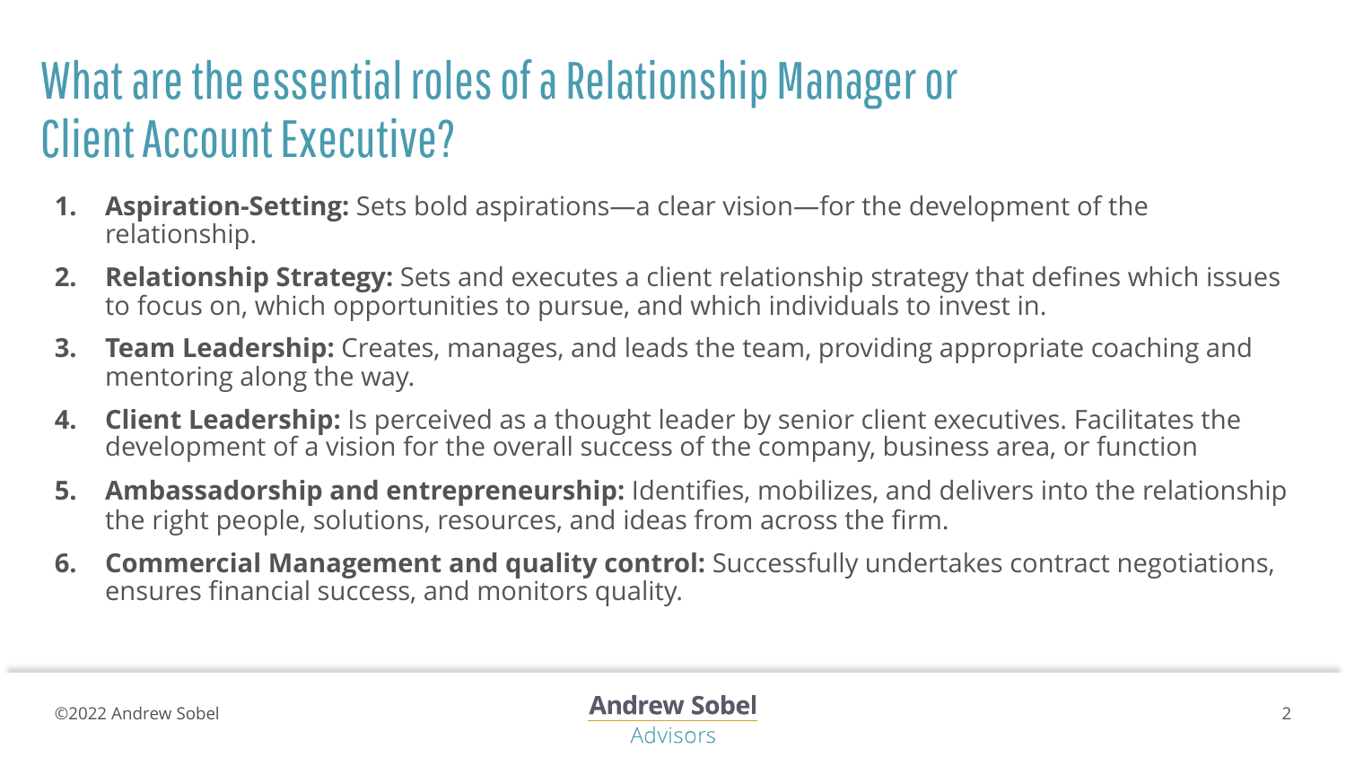# What are the essential roles of a Relationship Manager or Client Account Executive?

1. **Aspiration-Setting:** Sets bold aspirations—a clear vision—for the development of the relationship.
2. **Relationship Strategy:** Sets and executes a client relationship strategy that defines which issues to focus on, which opportunities to pursue, and which individuals to invest in.
3. **Team Leadership:** Creates, manages, and leads the team, providing appropriate coaching and mentoring along the way.
4. **Client Leadership:** Is perceived as a thought leader by senior client executives. Facilitates the development of a vision for the overall success of the company, business area, or function
5. **Ambassadorship and entrepreneurship:** Identifies, mobilizes, and delivers into the relationship the right people, solutions, resources, and ideas from across the firm.
6. **Commercial Management and quality control:** Successfully undertakes contract negotiations, ensures financial success, and monitors quality.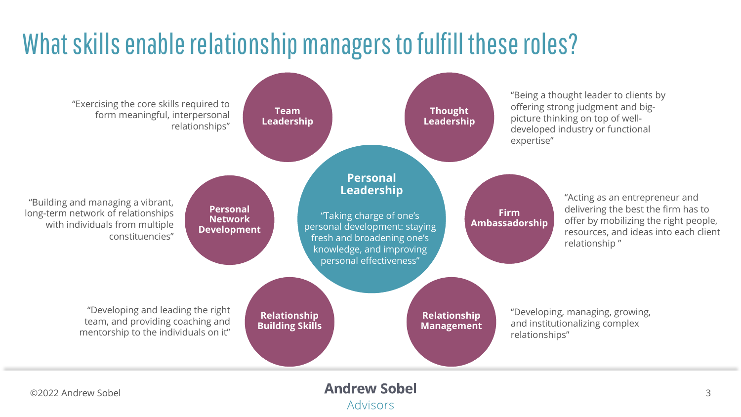# What skills enable relationship managers to fulfill these roles?

**Personal Leadership**

"Taking charge of one's personal development: staying fresh and broadening one's knowledge, and improving personal effectiveness"

**Team Leadership**

"Exercising the core skills required to form meaningful, interpersonal relationships"

**Thought Leadership**

"Being a thought leader to clients by offering strong judgment and big-picture thinking on top of well-developed industry or functional expertise"

**Personal Network Development**

"Building and managing a vibrant, long-term network of relationships with individuals from multiple constituencies"

**Firm Ambassadorship**

"Acting as an entrepreneur and delivering the best the firm has to offer by mobilizing the right people, resources, and ideas into each client relationship "

**Relationship Building Skills**

"Developing and leading the right team, and providing coaching and mentorship to the individuals on it"

**Relationship Management**

"Developing, managing, growing, and institutionalizing complex relationships"

©2022 Andrew Sobel

Andrew Sobel Advisors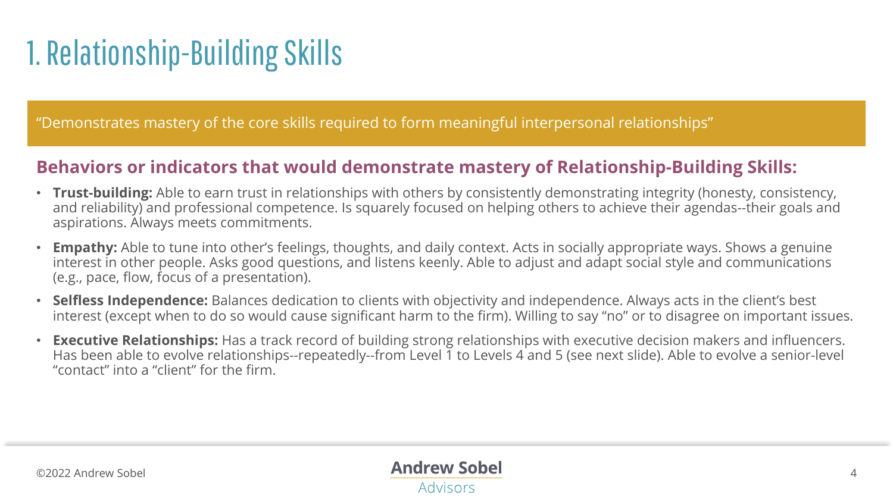# 1. Relationship-Building Skills

"Demonstrates mastery of the core skills required to form meaningful interpersonal relationships"

## Behaviors or indicators that would demonstrate mastery of Relationship-Building Skills:

- **Trust-building:** Able to earn trust in relationships with others by consistently demonstrating integrity (honesty, consistency, and reliability) and professional competence. Is squarely focused on helping others to achieve their agendas--their goals and aspirations. Always meets commitments.
- **Empathy:** Able to tune into other's feelings, thoughts, and daily context. Acts in socially appropriate ways. Shows a genuine interest in other people. Asks good questions, and listens keenly. Able to adjust and adapt social style and communications (e.g., pace, flow, focus of a presentation).
- **Selfless Independence:** Balances dedication to clients with objectivity and independence. Always acts in the client's best interest (except when to do so would cause significant harm to the firm). Willing to say "no" or to disagree on important issues.
- **Executive Relationships:** Has a track record of building strong relationships with executive decision makers and influencers. Has been able to evolve relationships--repeatedly--from Level 1 to Levels 4 and 5 (see next slide). Able to evolve a senior-level "contact" into a "client" for the firm.

©2022 Andrew Sobel

Andrew Sobel Advisors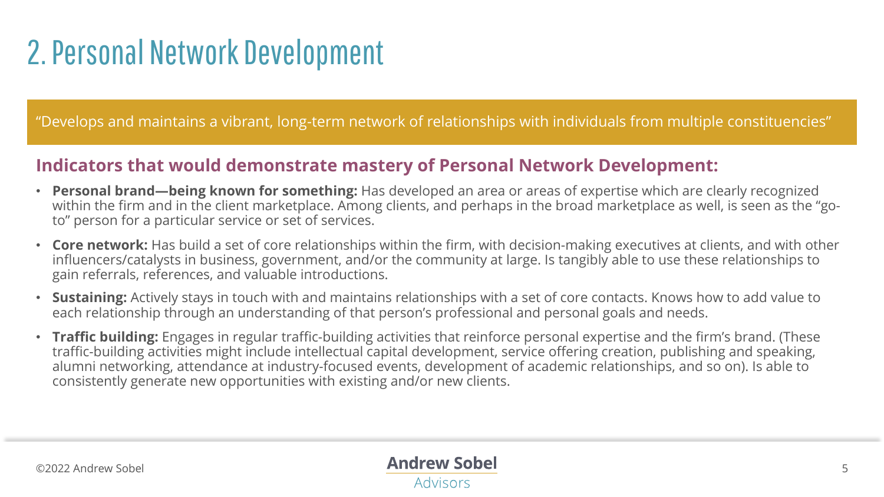# 2. Personal Network Development

"Develops and maintains a vibrant, long-term network of relationships with individuals from multiple constituencies"

## Indicators that would demonstrate mastery of Personal Network Development:

- **Personal brand—being known for something:** Has developed an area or areas of expertise which are clearly recognized within the firm and in the client marketplace. Among clients, and perhaps in the broad marketplace as well, is seen as the "go-to" person for a particular service or set of services.
- **Core network:** Has build a set of core relationships within the firm, with decision-making executives at clients, and with other influencers/catalysts in business, government, and/or the community at large. Is tangibly able to use these relationships to gain referrals, references, and valuable introductions.
- **Sustaining:** Actively stays in touch with and maintains relationships with a set of core contacts. Knows how to add value to each relationship through an understanding of that person's professional and personal goals and needs.
- **Traffic building:** Engages in regular traffic-building activities that reinforce personal expertise and the firm's brand. (These traffic-building activities might include intellectual capital development, service offering creation, publishing and speaking, alumni networking, attendance at industry-focused events, development of academic relationships, and so on). Is able to consistently generate new opportunities with existing and/or new clients.

©2022 Andrew Sobel

Andrew Sobel Advisors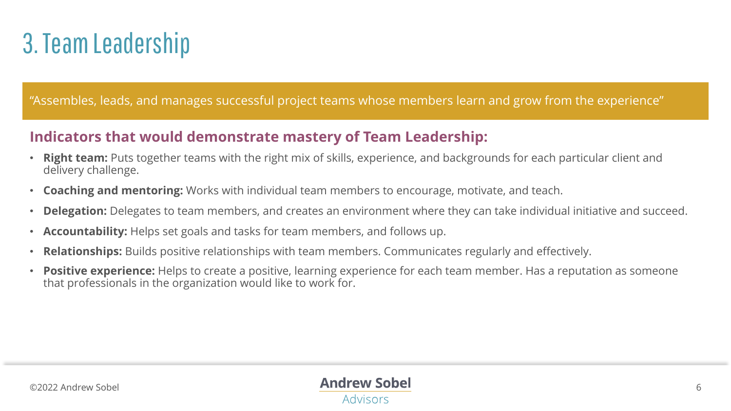# 3. Team Leadership

"Assembles, leads, and manages successful project teams whose members learn and grow from the experience"

## Indicators that would demonstrate mastery of Team Leadership:

- **Right team:** Puts together teams with the right mix of skills, experience, and backgrounds for each particular client and delivery challenge.
- **Coaching and mentoring:** Works with individual team members to encourage, motivate, and teach.
- **Delegation:** Delegates to team members, and creates an environment where they can take individual initiative and succeed.
- **Accountability:** Helps set goals and tasks for team members, and follows up.
- **Relationships:** Builds positive relationships with team members. Communicates regularly and effectively.
- **Positive experience:** Helps to create a positive, learning experience for each team member. Has a reputation as someone that professionals in the organization would like to work for.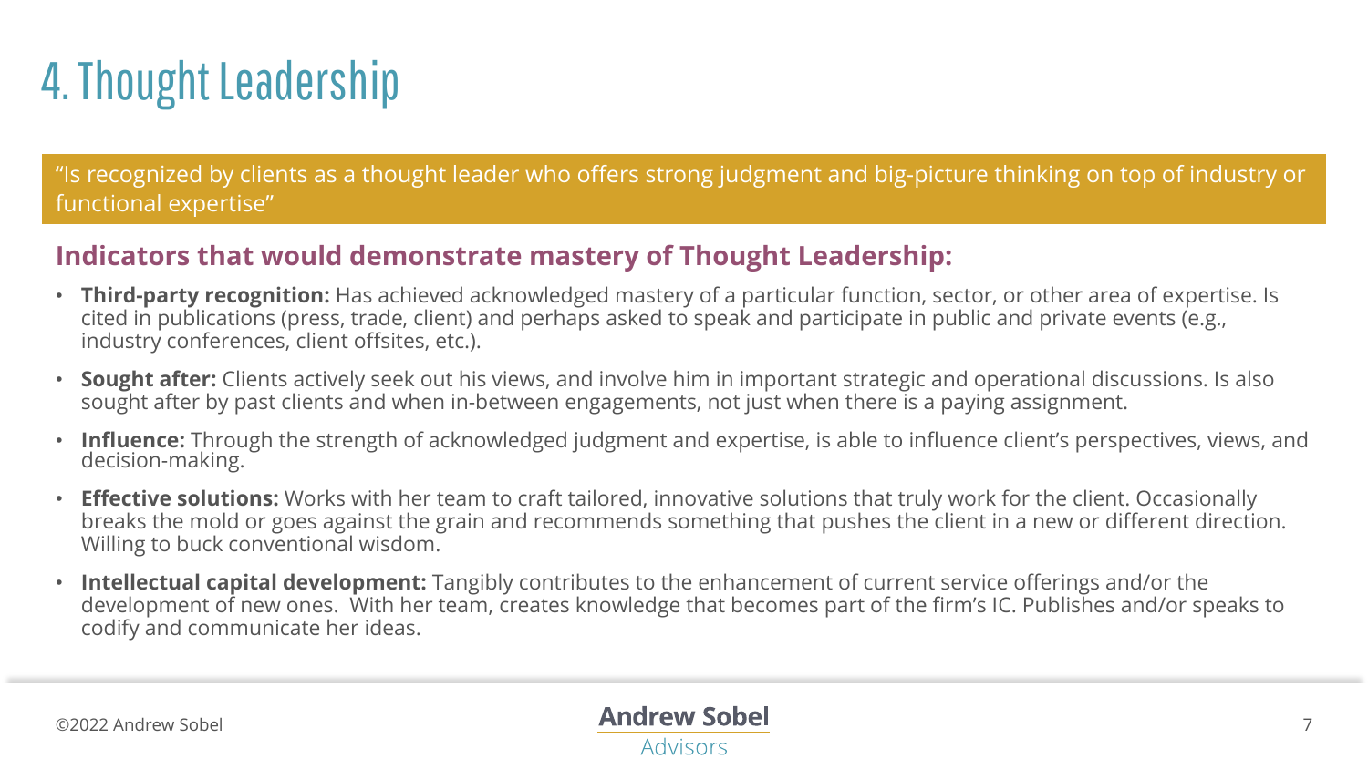# 4. Thought Leadership

"Is recognized by clients as a thought leader who offers strong judgment and big-picture thinking on top of industry or functional expertise"

## Indicators that would demonstrate mastery of Thought Leadership:

- **Third-party recognition:** Has achieved acknowledged mastery of a particular function, sector, or other area of expertise. Is cited in publications (press, trade, client) and perhaps asked to speak and participate in public and private events (e.g., industry conferences, client offsites, etc.).
- **Sought after:** Clients actively seek out his views, and involve him in important strategic and operational discussions. Is also sought after by past clients and when in-between engagements, not just when there is a paying assignment.
- **Influence:** Through the strength of acknowledged judgment and expertise, is able to influence client's perspectives, views, and decision-making.
- **Effective solutions:** Works with her team to craft tailored, innovative solutions that truly work for the client. Occasionally breaks the mold or goes against the grain and recommends something that pushes the client in a new or different direction. Willing to buck conventional wisdom.
- **Intellectual capital development:** Tangibly contributes to the enhancement of current service offerings and/or the development of new ones. With her team, creates knowledge that becomes part of the firm's IC. Publishes and/or speaks to codify and communicate her ideas.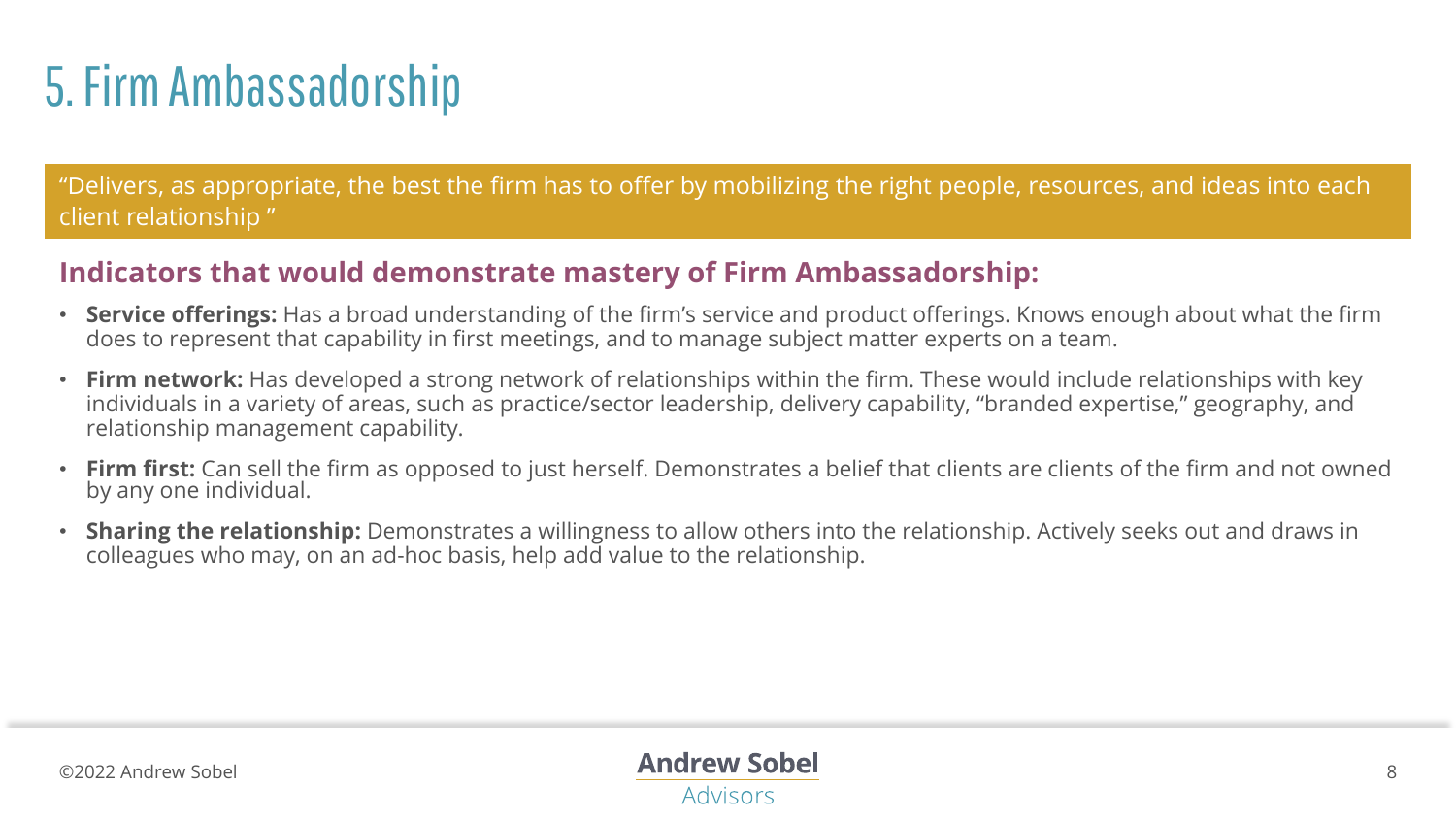# 5. Firm Ambassadorship

"Delivers, as appropriate, the best the firm has to offer by mobilizing the right people, resources, and ideas into each client relationship "

## Indicators that would demonstrate mastery of Firm Ambassadorship:

- **Service offerings:** Has a broad understanding of the firm's service and product offerings. Knows enough about what the firm does to represent that capability in first meetings, and to manage subject matter experts on a team.
- **Firm network:** Has developed a strong network of relationships within the firm. These would include relationships with key individuals in a variety of areas, such as practice/sector leadership, delivery capability, "branded expertise," geography, and relationship management capability.
- **Firm first:** Can sell the firm as opposed to just herself. Demonstrates a belief that clients are clients of the firm and not owned by any one individual.
- **Sharing the relationship:** Demonstrates a willingness to allow others into the relationship. Actively seeks out and draws in colleagues who may, on an ad-hoc basis, help add value to the relationship.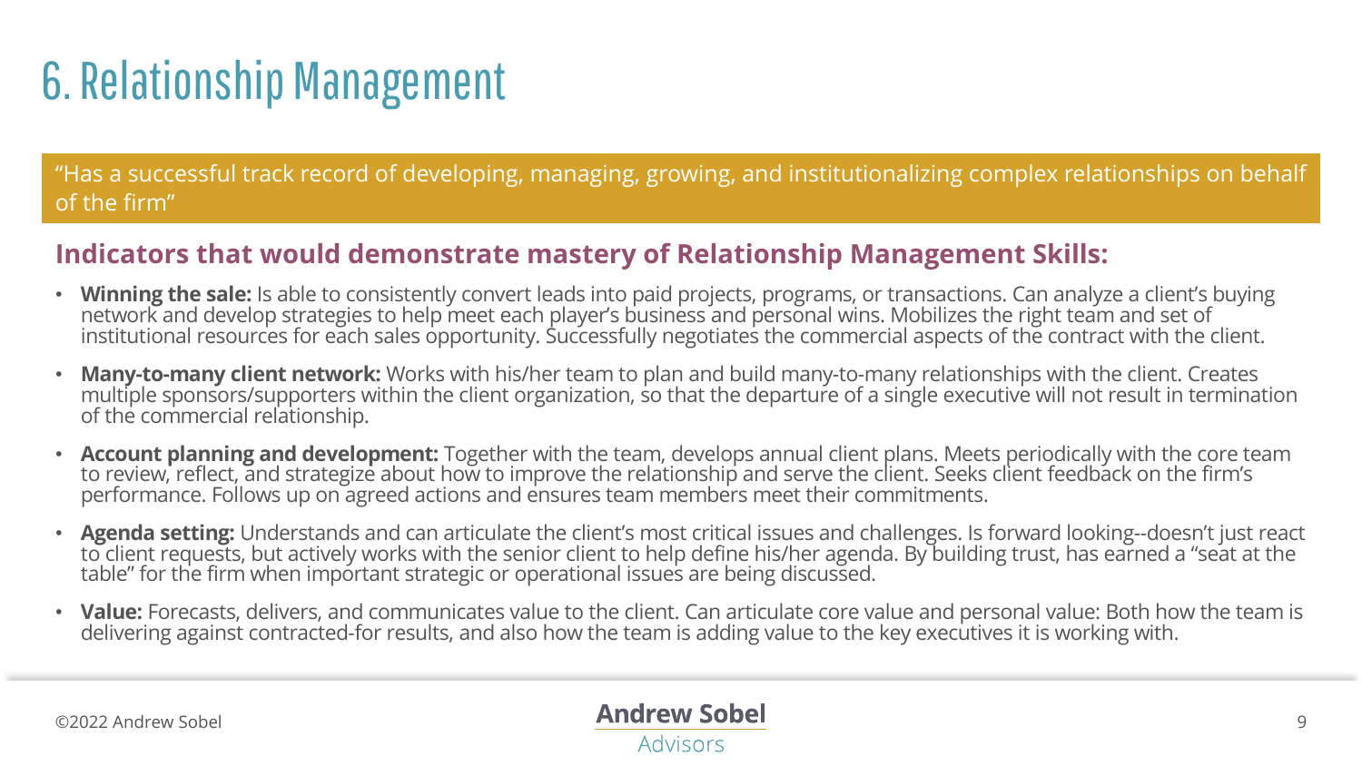# 6. Relationship Management

"Has a successful track record of developing, managing, growing, and institutionalizing complex relationships on behalf of the firm"

## Indicators that would demonstrate mastery of Relationship Management Skills:

- **Winning the sale:** Is able to consistently convert leads into paid projects, programs, or transactions. Can analyze a client's buying network and develop strategies to help meet each player's business and personal wins. Mobilizes the right team and set of institutional resources for each sales opportunity. Successfully negotiates the commercial aspects of the contract with the client.
- **Many-to-many client network:** Works with his/her team to plan and build many-to-many relationships with the client. Creates multiple sponsors/supporters within the client organization, so that the departure of a single executive will not result in termination of the commercial relationship.
- **Account planning and development:** Together with the team, develops annual client plans. Meets periodically with the core team to review, reflect, and strategize about how to improve the relationship and serve the client. Seeks client feedback on the firm's performance. Follows up on agreed actions and ensures team members meet their commitments.
- **Agenda setting:** Understands and can articulate the client's most critical issues and challenges. Is forward looking--doesn't just react to client requests, but actively works with the senior client to help define his/her agenda. By building trust, has earned a "seat at the table" for the firm when important strategic or operational issues are being discussed.
- **Value:** Forecasts, delivers, and communicates value to the client. Can articulate core value and personal value: Both how the team is delivering against contracted-for results, and also how the team is adding value to the key executives it is working with.

©2022 Andrew Sobel

Andrew Sobel Advisors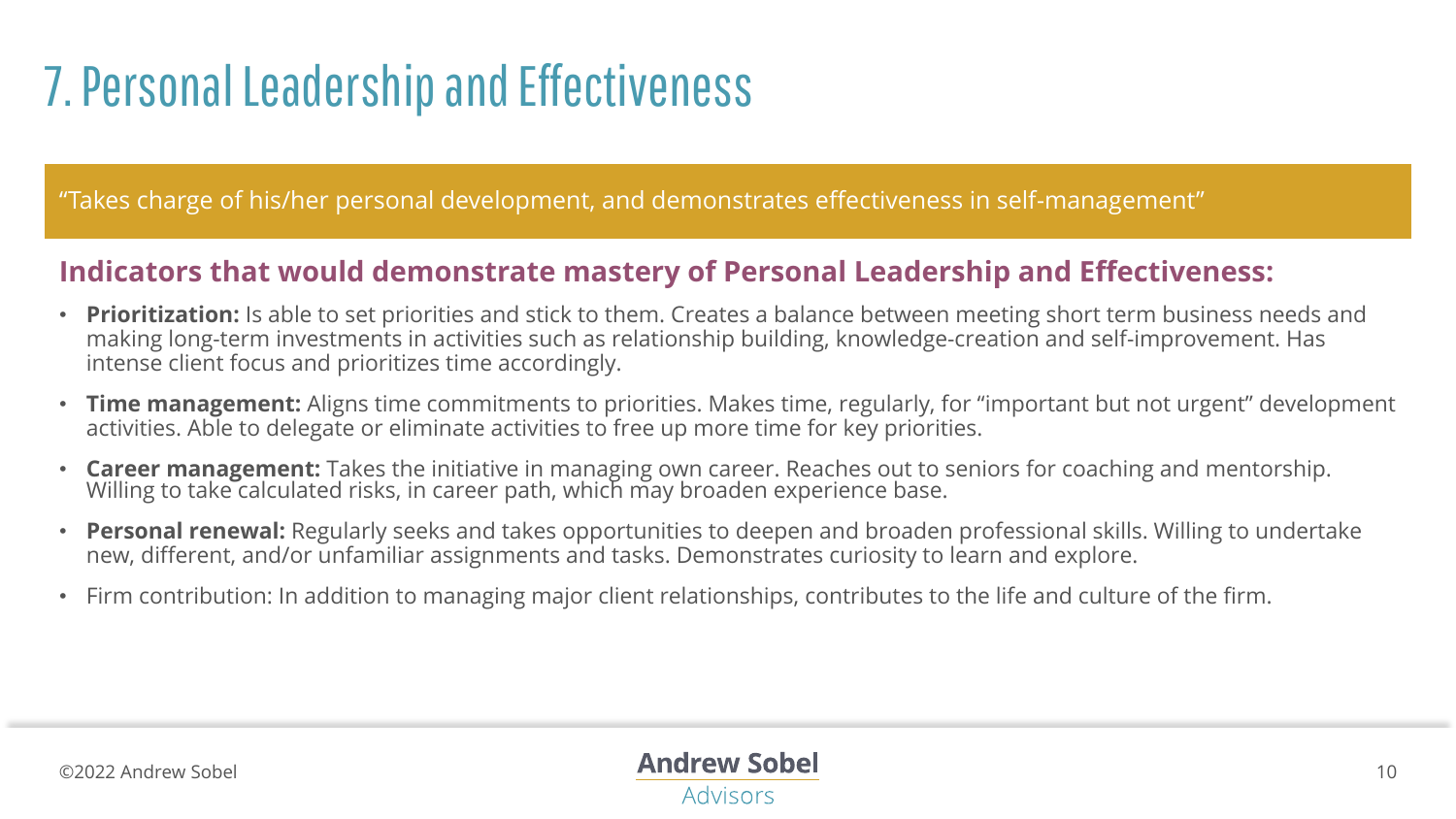# 7. Personal Leadership and Effectiveness

"Takes charge of his/her personal development, and demonstrates effectiveness in self-management"

## Indicators that would demonstrate mastery of Personal Leadership and Effectiveness:

- **Prioritization:** Is able to set priorities and stick to them. Creates a balance between meeting short term business needs and making long-term investments in activities such as relationship building, knowledge-creation and self-improvement. Has intense client focus and prioritizes time accordingly.
- **Time management:** Aligns time commitments to priorities. Makes time, regularly, for "important but not urgent" development activities. Able to delegate or eliminate activities to free up more time for key priorities.
- **Career management:** Takes the initiative in managing own career. Reaches out to seniors for coaching and mentorship. Willing to take calculated risks, in career path, which may broaden experience base.
- **Personal renewal:** Regularly seeks and takes opportunities to deepen and broaden professional skills. Willing to undertake new, different, and/or unfamiliar assignments and tasks. Demonstrates curiosity to learn and explore.
- Firm contribution: In addition to managing major client relationships, contributes to the life and culture of the firm.